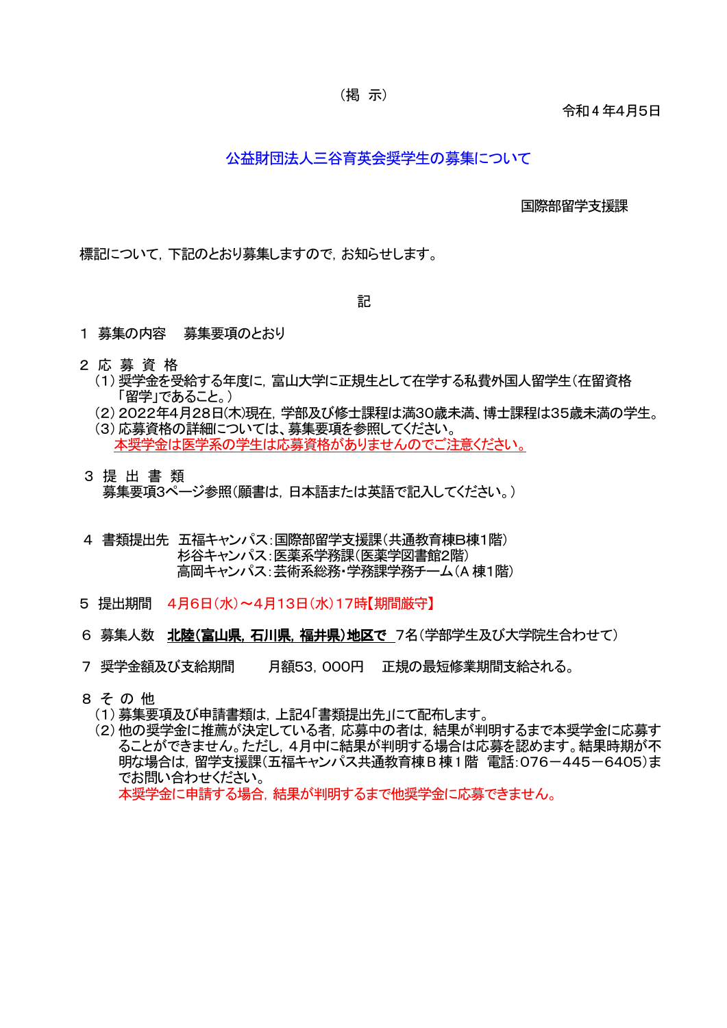（掲　示）

令和４年4月5日

# 公益財団法人三谷育英会奨学生の募集について

国際部留学支援課

標記について，下記のとおり募集しますので，お知らせします。

記

１　募集の内容　　募集要項のとおり

２　応 募 資 格

（1）奨学金を受給する年度に，富山大学に正規生として在学する私費外国人留学生（在留資格「留学」であること。）

（2）2022年4月28日(木)現在，学部及び修士課程は満30歳未満、博士課程は35歳未満の学生。

（3）応募資格の詳細については、募集要項を参照してください。

本奨学金は医学系の学生は応募資格がありませんのでご注意ください。

３　提 出 書 類

募集要項3ページ参照（願書は，日本語または英語で記入してください。）

４　書類提出先　五福キャンパス：国際部留学支援課（共通教育棟B棟1階）

杉谷キャンパス：医薬系学務課（医薬学図書館2階）

高岡キャンパス：芸術系総務・学務課学務チーム（A 棟1階）

５　提出期間　　4月6日（水）～4月13日（水）17時【期間厳守】

６　募集人数　　**北陸（富山県，石川県，福井県）地区で** 7名（学部学生及び大学院生合わせて）

７　奨学金額及び支給期間　　　月額53，000円　　正規の最短修業期間支給される。

８　そ の 他

（1）募集要項及び申請書類は，上記4「書類提出先」にて配布します。

（2）他の奨学金に推薦が決定している者，応募中の者は，結果が判明するまで本奨学金に応募することができません。ただし，４月中に結果が判明する場合は応募を認めます。結果時期が不明な場合は，留学支援課（五福キャンパス共通教育棟Ｂ棟１階　電話：076－445－6405）までお問い合わせください。

本奨学金に申請する場合，結果が判明するまで他奨学金に応募できません。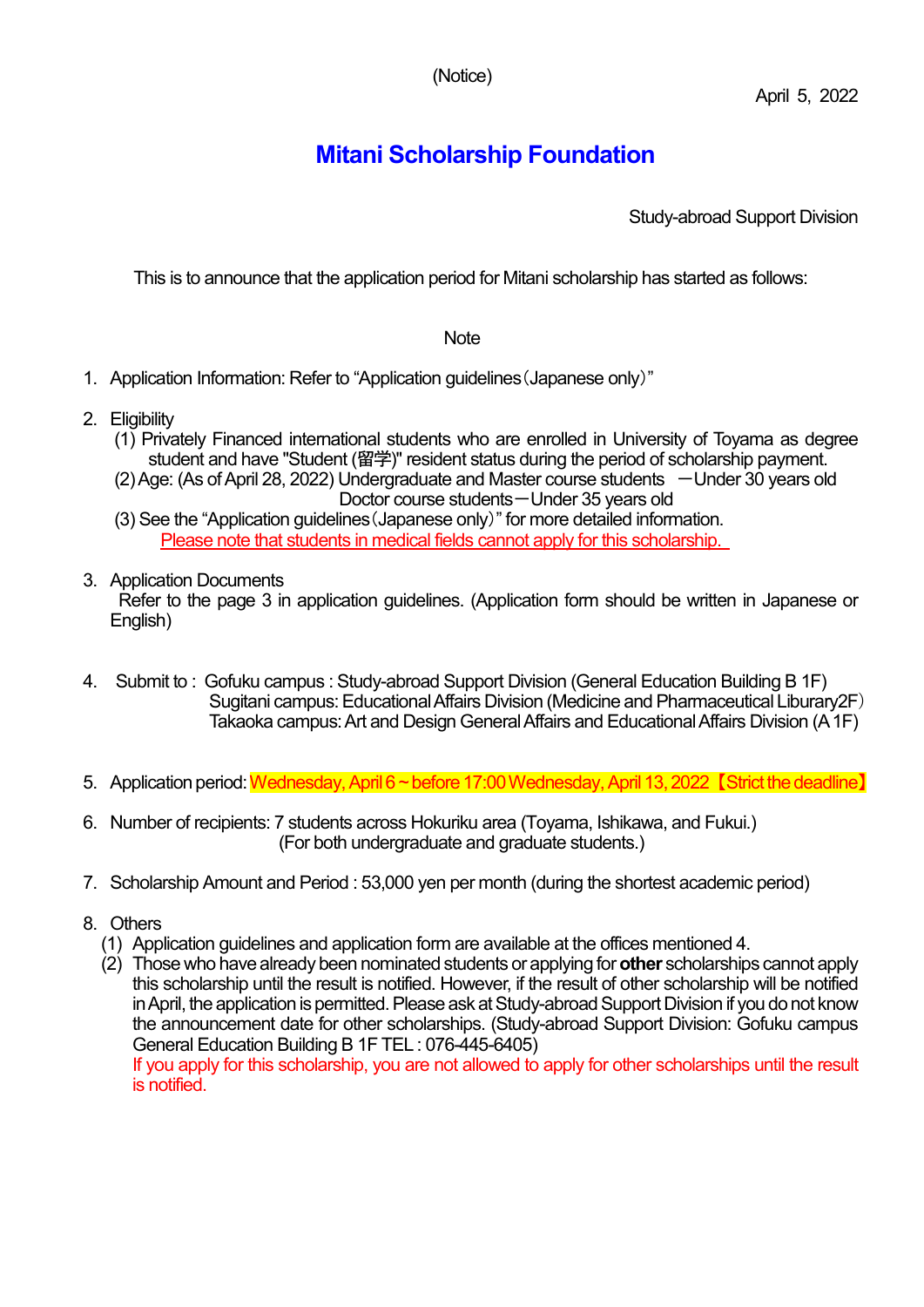(Notice)

April 5, 2022

# Mitani Scholarship Foundation

Study-abroad Support Division

This is to announce that the application period for Mitani scholarship has started as follows:

Note

1. Application Information: Refer to “Application guidelines（Japanese only）”

2. Eligibility
   (1) Privately Financed international students who are enrolled in University of Toyama as degree student and have "Student (留学)" resident status during the period of scholarship payment.
   (2) Age: (As of April 28, 2022) Undergraduate and Master course students －Under 30 years old
   Doctor course students－Under 35 years old
   (3) See the “Application guidelines（Japanese only）” for more detailed information.
   Please note that students in medical fields cannot apply for this scholarship.

3. Application Documents
   Refer to the page 3 in application guidelines. (Application form should be written in Japanese or English)

4. Submit to : Gofuku campus : Study-abroad Support Division (General Education Building B 1F)
   Sugitani campus: Educational Affairs Division (Medicine and Pharmaceutical Liburary2F）
   Takaoka campus: Art and Design General Affairs and Educational Affairs Division (A 1F)

5. Application period: Wednesday, April 6 ~ before 17:00 Wednesday, April 13, 2022【Strict the deadline】

6. Number of recipients: 7 students across Hokuriku area (Toyama, Ishikawa, and Fukui.)
   (For both undergraduate and graduate students.)

7. Scholarship Amount and Period : 53,000 yen per month (during the shortest academic period)

8. Others
   (1) Application guidelines and application form are available at the offices mentioned 4.
   (2) Those who have already been nominated students or applying for **other** scholarships cannot apply this scholarship until the result is notified. However, if the result of other scholarship will be notified in April, the application is permitted. Please ask at Study-abroad Support Division if you do not know the announcement date for other scholarships. (Study-abroad Support Division: Gofuku campus General Education Building B 1F TEL : 076-445-6405)
   If you apply for this scholarship, you are not allowed to apply for other scholarships until the result is notified.